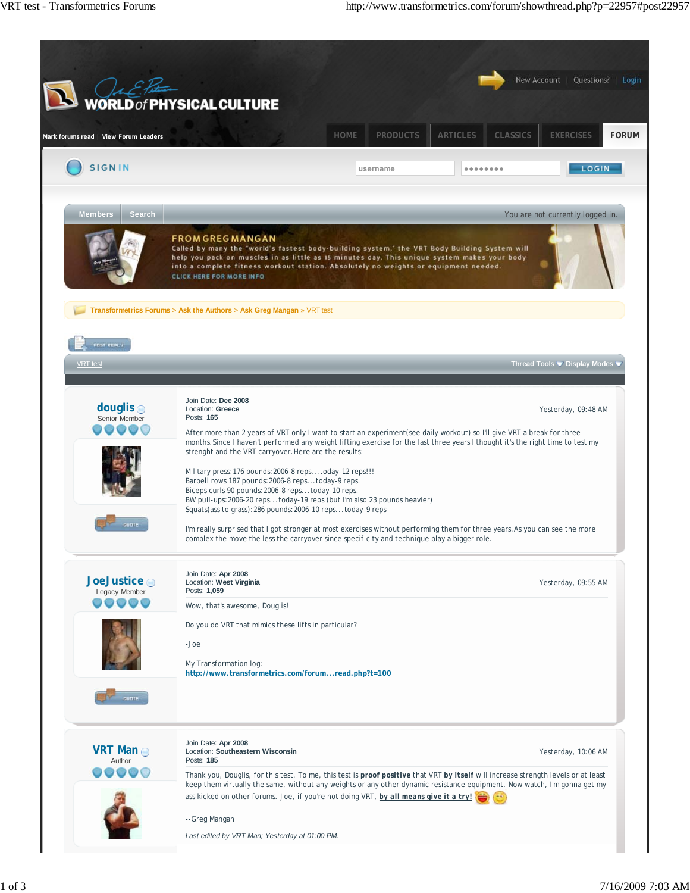New Account | Questions? | Login

Mark forms read | View Forum Leaders

HOME | PRODUCTS | ARTICLES | CLASSICS | EXERCISES | FORUM

SIGN IN

username | •••••••• | LOGIN

Members | Search

You are not currently logged in.

**FROM GREG MANGAN**

Called by many the "world's fastest body-building system," the VRT Body Building System will help you pack on muscles in as little as 15 minutes day. This unique system makes your body into a complete fitness workout station. Absolutely no weights or equipment needed.

CLICK HERE FOR MORE INFO

Transformetrics Forums > Ask the Authors > Ask Greg Mangan » VRT test

POST REPLY

VRT test | Thread Tools | Display Modes

---

**douglis**
Senior Member

Join Date: Dec 2008
Location: Greece
Posts: 165

Yesterday, 09:48 AM

After more than 2 years of VRT only I want to start an experiment(see daily workout) so I'll give VRT a break for three months.Since I haven't performed any weight lifting exercise for the last three years I thought it's the right time to test my strenght and the VRT carryover.Here are the results:

Military press:176 pounds:2006-8 reps...today-12 reps!!!
Barbell rows 187 pounds:2006-8 reps...today-9 reps.
Biceps curls 90 pounds:2006-8 reps...today-10 reps.
BW pull-ups:2006-20 reps...today-19 reps (but I'm also 23 pounds heavier)
Squats(ass to grass):286 pounds:2006-10 reps...today-9 reps

I'm really surprised that I got stronger at most exercises without performing them for three years.As you can see the more complex the move the less the carryover since specificity and technique play a bigger role.

QUOTE

---

**JoeJustice**
Legacy Member

Join Date: Apr 2008
Location: West Virginia
Posts: 1,059

Yesterday, 09:55 AM

Wow, that's awesome, Douglis!

Do you do VRT that mimics these lifts in particular?

-Joe

__________________
My Transformation log:
**http://www.transformetrics.com/forum...read.php?t=100**

QUOTE

---

**VRT Man**
Author

Join Date: Apr 2008
Location: Southeastern Wisconsin
Posts: 185

Yesterday, 10:06 AM

Thank you, Douglis, for this test. To me, this test is **proof positive** that VRT **by itself** will increase strength levels or at least keep them virtually the same, without any weights or any other dynamic resistance equipment. Now watch, I'm gonna get my ass kicked on other forums. Joe, if you're not doing VRT, **by all means give it a try!**

--Greg Mangan

*Last edited by VRT Man; Yesterday at 01:00 PM.*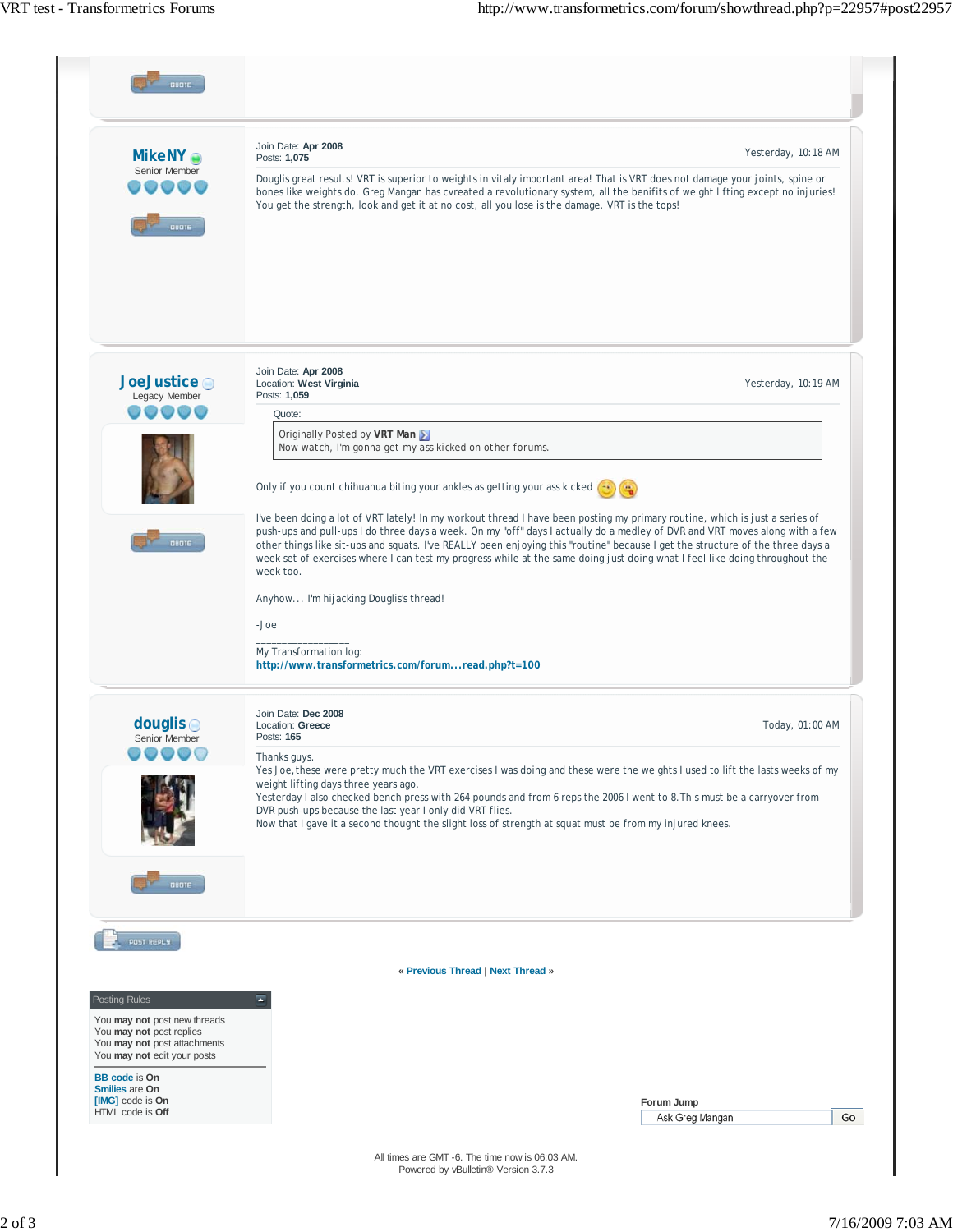**MikeNY**
Senior Member

Join Date: **Apr 2008**
Posts: **1,075**

Yesterday, 10:18 AM

Douglis great results! VRT is superior to weights in vitaly important area! That is VRT does not damage your joints, spine or bones like weights do. Greg Mangan has cvreated a revolutionary system, all the benifits of weight lifting except no injuries! You get the strength, look and get it at no cost, all you lose is the damage. VRT is the tops!

---

**JoeJustice**
Legacy Member

Join Date: **Apr 2008**
Location: **West Virginia**
Posts: **1,059**

Yesterday, 10:19 AM

Quote:

> Originally Posted by **VRT Man**
> Now watch, I'm gonna get my ass kicked on other forums.

Only if you count chihuahua biting your ankles as getting your ass kicked

I've been doing a lot of VRT lately! In my workout thread I have been posting my primary routine, which is just a series of push-ups and pull-ups I do three days a week. On my "off" days I actually do a medley of DVR and VRT moves along with a few other things like sit-ups and squats. I've REALLY been enjoying this "routine" because I get the structure of the three days a week set of exercises where I can test my progress while at the same doing just doing what I feel like doing throughout the week too.

Anyhow... I'm hijacking Douglis's thread!

-Joe

__________________
My Transformation log:
**http://www.transformetrics.com/forum...read.php?t=100**

---

**douglis**
Senior Member

Join Date: **Dec 2008**
Location: **Greece**
Posts: **165**

Today, 01:00 AM

Thanks guys.
Yes Joe,these were pretty much the VRT exercises I was doing and these were the weights I used to lift the lasts weeks of my weight lifting days three years ago.
Yesterday I also checked bench press with 264 pounds and from 6 reps the 2006 I went to 8.This must be a carryover from DVR push-ups because the last year I only did VRT flies.
Now that I gave it a second thought the slight loss of strength at squat must be from my injured knees.

---

« **Previous Thread** | **Next Thread** »

**Posting Rules**

You **may not** post new threads
You **may not** post replies
You **may not** post attachments
You **may not** edit your posts

**BB code** is **On**
**Smilies** are **On**
**[IMG]** code is **On**
HTML code is **Off**

**Forum Jump**
Ask Greg Mangan | Go

All times are GMT -6. The time now is 06:03 AM.
Powered by vBulletin® Version 3.7.3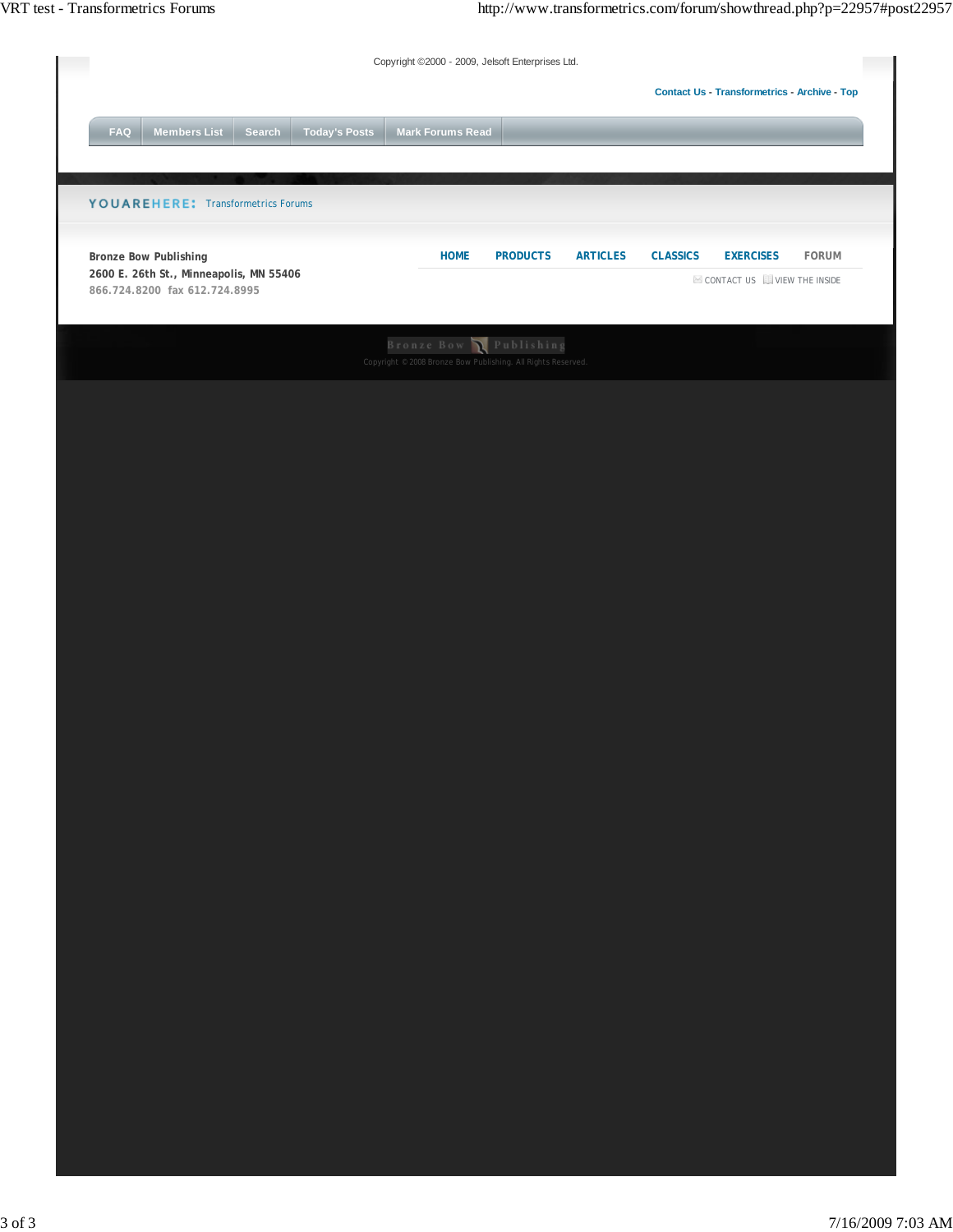Copyright ©2000 - 2009, Jelsoft Enterprises Ltd.

Contact Us - Transformetrics - Archive - Top

FAQ | Members List | Search | Today's Posts | Mark Forums Read

YOUAREHERE: Transformetrics Forums

**Bronze Bow Publishing**
**2600 E. 26th St., Minneapolis, MN 55406**
866.724.8200 fax 612.724.8995

HOME | PRODUCTS | ARTICLES | CLASSICS | EXERCISES | FORUM

CONTACT US | VIEW THE INSIDE

Bronze Bow Publishing

Copyright © 2008 Bronze Bow Publishing. All Rights Reserved.